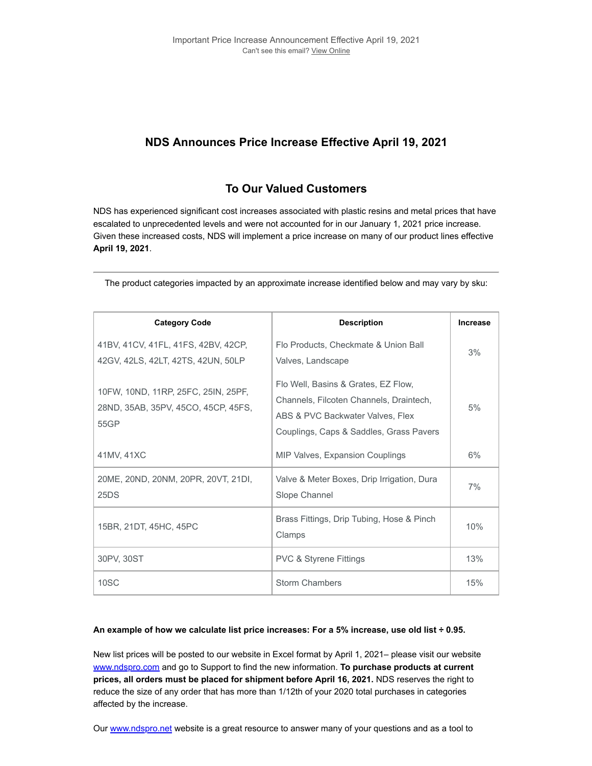Important Price Increase Announcement Effective April 19, 2021

Can't see this email? View Online

## NDS Announces Price Increase Effective April 19, 2021

### To Our Valued Customers

NDS has experienced significant cost increases associated with plastic resins and metal prices that have escalated to unprecedented levels and were not accounted for in our January 1, 2021 price increase. Given these increased costs, NDS will implement a price increase on many of our product lines effective **April 19, 2021**.

---

The product categories impacted by an approximate increase identified below and may vary by sku:

| Category Code | Description | Increase |
| --- | --- | --- |
| 41BV, 41CV, 41FL, 41FS, 42BV, 42CP, 42GV, 42LS, 42LT, 42TS, 42UN, 50LP | Flo Products, Checkmate & Union Ball Valves, Landscape | 3% |
| 10FW, 10ND, 11RP, 25FC, 25IN, 25PF, 28ND, 35AB, 35PV, 45CO, 45CP, 45FS, 55GP | Flo Well, Basins & Grates, EZ Flow, Channels, Filcoten Channels, Draintech, ABS & PVC Backwater Valves, Flex Couplings, Caps & Saddles, Grass Pavers | 5% |
| 41MV, 41XC | MIP Valves, Expansion Couplings | 6% |
| 20ME, 20ND, 20NM, 20PR, 20VT, 21DI, 25DS | Valve & Meter Boxes, Drip Irrigation, Dura Slope Channel | 7% |
| 15BR, 21DT, 45HC, 45PC | Brass Fittings, Drip Tubing, Hose & Pinch Clamps | 10% |
| 30PV, 30ST | PVC & Styrene Fittings | 13% |
| 10SC | Storm Chambers | 15% |

**An example of how we calculate list price increases: For a 5% increase, use old list ÷ 0.95.**

New list prices will be posted to our website in Excel format by April 1, 2021– please visit our website www.ndspro.com and go to Support to find the new information. **To purchase products at current prices, all orders must be placed for shipment before April 16, 2021.** NDS reserves the right to reduce the size of any order that has more than 1/12th of your 2020 total purchases in categories affected by the increase.

Our www.ndspro.net website is a great resource to answer many of your questions and as a tool to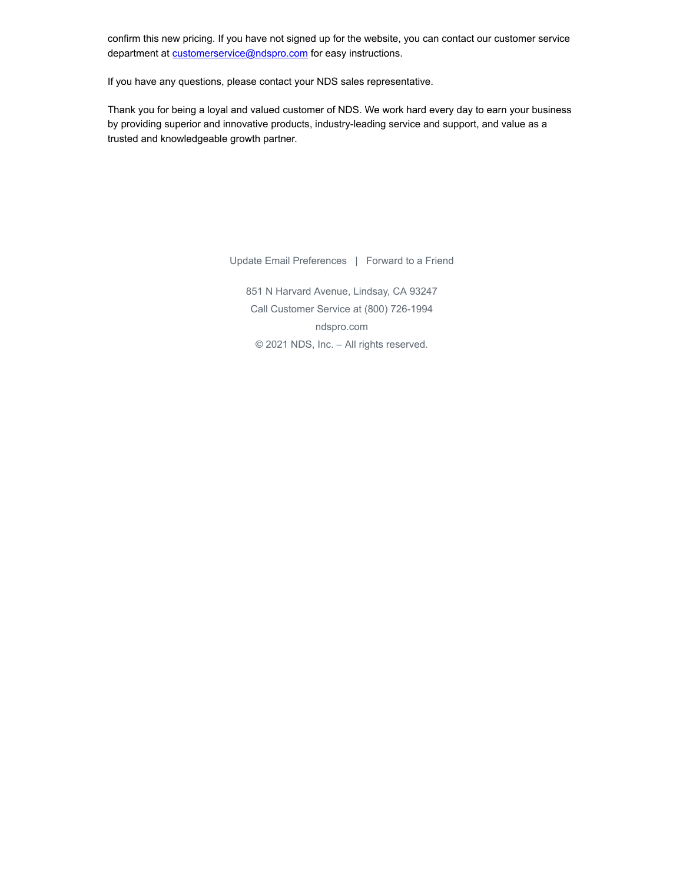confirm this new pricing. If you have not signed up for the website, you can contact our customer service department at customerservice@ndspro.com for easy instructions.

If you have any questions, please contact your NDS sales representative.

Thank you for being a loyal and valued customer of NDS. We work hard every day to earn your business by providing superior and innovative products, industry-leading service and support, and value as a trusted and knowledgeable growth partner.

Update Email Preferences | Forward to a Friend

851 N Harvard Avenue, Lindsay, CA 93247

Call Customer Service at (800) 726-1994

ndspro.com

© 2021 NDS, Inc. – All rights reserved.